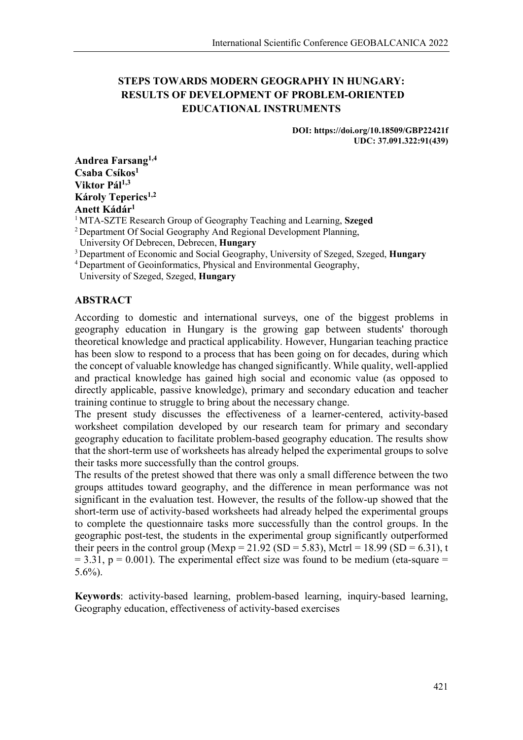# STEPS TOWARDS MODERN GEOGRAPHY IN HUNGARY: RESULTS OF DEVELOPMENT OF PROBLEM-ORIENTED EDUCATIONAL INSTRUMENTS

**DOI: https://doi.org/10.18509/GBP22421f**
**UDC: 37.091.322:91(439)**

**Andrea Farsang**[1,4]
**Csaba Csíkos**[1]
**Viktor Pál**[1,3]
**Károly Teperics**[1,2]
**Anett Kádár**[1]

[1] MTA-SZTE Research Group of Geography Teaching and Learning, **Szeged**
[2] Department Of Social Geography And Regional Development Planning, University Of Debrecen, Debrecen, **Hungary**
[3] Department of Economic and Social Geography, University of Szeged, Szeged, **Hungary**
[4] Department of Geoinformatics, Physical and Environmental Geography, University of Szeged, Szeged, **Hungary**

## ABSTRACT

According to domestic and international surveys, one of the biggest problems in geography education in Hungary is the growing gap between students' thorough theoretical knowledge and practical applicability. However, Hungarian teaching practice has been slow to respond to a process that has been going on for decades, during which the concept of valuable knowledge has changed significantly. While quality, well-applied and practical knowledge has gained high social and economic value (as opposed to directly applicable, passive knowledge), primary and secondary education and teacher training continue to struggle to bring about the necessary change.

The present study discusses the effectiveness of a learner-centered, activity-based worksheet compilation developed by our research team for primary and secondary geography education to facilitate problem-based geography education. The results show that the short-term use of worksheets has already helped the experimental groups to solve their tasks more successfully than the control groups.

The results of the pretest showed that there was only a small difference between the two groups attitudes toward geography, and the difference in mean performance was not significant in the evaluation test. However, the results of the follow-up showed that the short-term use of activity-based worksheets had already helped the experimental groups to complete the questionnaire tasks more successfully than the control groups. In the geographic post-test, the students in the experimental group significantly outperformed their peers in the control group ($M_{exp} = 21.92$ ($SD = 5.83$), $M_{ctrl} = 18.99$ ($SD = 6.31$), $t = 3.31$, $p = 0.001$). The experimental effect size was found to be medium (eta-square = 5.6%).

**Keywords**: activity-based learning, problem-based learning, inquiry-based learning, Geography education, effectiveness of activity-based exercises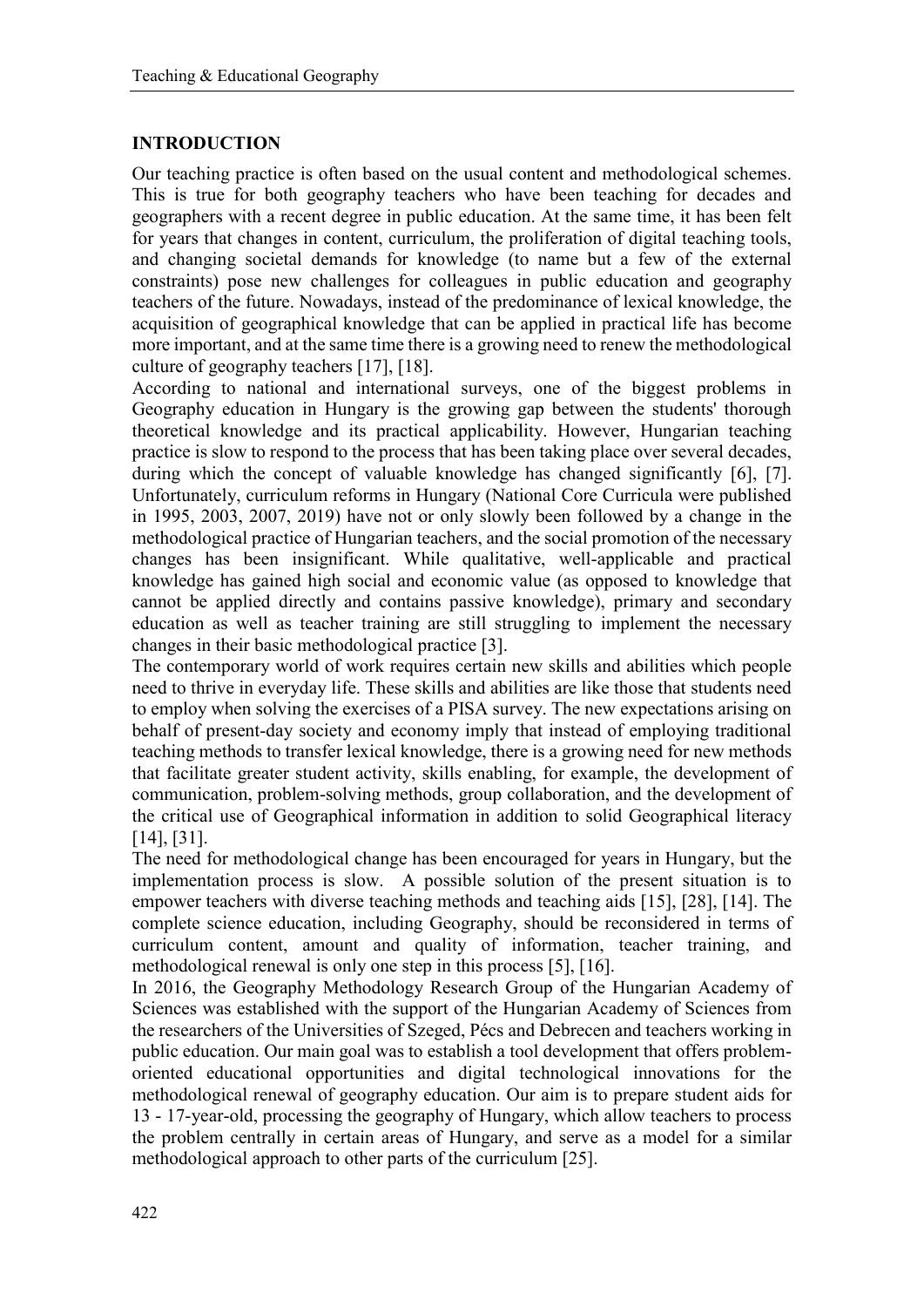## INTRODUCTION

Our teaching practice is often based on the usual content and methodological schemes. This is true for both geography teachers who have been teaching for decades and geographers with a recent degree in public education. At the same time, it has been felt for years that changes in content, curriculum, the proliferation of digital teaching tools, and changing societal demands for knowledge (to name but a few of the external constraints) pose new challenges for colleagues in public education and geography teachers of the future. Nowadays, instead of the predominance of lexical knowledge, the acquisition of geographical knowledge that can be applied in practical life has become more important, and at the same time there is a growing need to renew the methodological culture of geography teachers [17], [18].

According to national and international surveys, one of the biggest problems in Geography education in Hungary is the growing gap between the students' thorough theoretical knowledge and its practical applicability. However, Hungarian teaching practice is slow to respond to the process that has been taking place over several decades, during which the concept of valuable knowledge has changed significantly [6], [7]. Unfortunately, curriculum reforms in Hungary (National Core Curricula were published in 1995, 2003, 2007, 2019) have not or only slowly been followed by a change in the methodological practice of Hungarian teachers, and the social promotion of the necessary changes has been insignificant. While qualitative, well-applicable and practical knowledge has gained high social and economic value (as opposed to knowledge that cannot be applied directly and contains passive knowledge), primary and secondary education as well as teacher training are still struggling to implement the necessary changes in their basic methodological practice [3].

The contemporary world of work requires certain new skills and abilities which people need to thrive in everyday life. These skills and abilities are like those that students need to employ when solving the exercises of a PISA survey. The new expectations arising on behalf of present-day society and economy imply that instead of employing traditional teaching methods to transfer lexical knowledge, there is a growing need for new methods that facilitate greater student activity, skills enabling, for example, the development of communication, problem-solving methods, group collaboration, and the development of the critical use of Geographical information in addition to solid Geographical literacy [14], [31].

The need for methodological change has been encouraged for years in Hungary, but the implementation process is slow. A possible solution of the present situation is to empower teachers with diverse teaching methods and teaching aids [15], [28], [14]. The complete science education, including Geography, should be reconsidered in terms of curriculum content, amount and quality of information, teacher training, and methodological renewal is only one step in this process [5], [16].

In 2016, the Geography Methodology Research Group of the Hungarian Academy of Sciences was established with the support of the Hungarian Academy of Sciences from the researchers of the Universities of Szeged, Pécs and Debrecen and teachers working in public education. Our main goal was to establish a tool development that offers problem-oriented educational opportunities and digital technological innovations for the methodological renewal of geography education. Our aim is to prepare student aids for 13 - 17-year-old, processing the geography of Hungary, which allow teachers to process the problem centrally in certain areas of Hungary, and serve as a model for a similar methodological approach to other parts of the curriculum [25].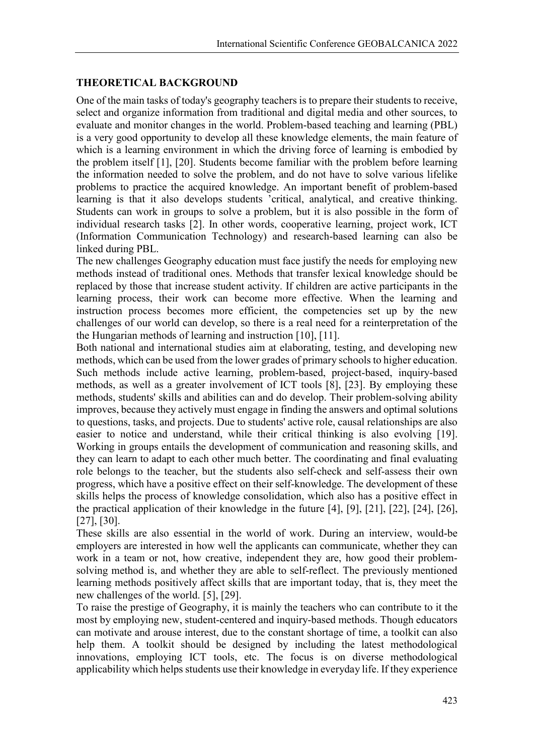## THEORETICAL BACKGROUND

One of the main tasks of today's geography teachers is to prepare their students to receive, select and organize information from traditional and digital media and other sources, to evaluate and monitor changes in the world. Problem-based teaching and learning (PBL) is a very good opportunity to develop all these knowledge elements, the main feature of which is a learning environment in which the driving force of learning is embodied by the problem itself [1], [20]. Students become familiar with the problem before learning the information needed to solve the problem, and do not have to solve various lifelike problems to practice the acquired knowledge. An important benefit of problem-based learning is that it also develops students 'critical, analytical, and creative thinking. Students can work in groups to solve a problem, but it is also possible in the form of individual research tasks [2]. In other words, cooperative learning, project work, ICT (Information Communication Technology) and research-based learning can also be linked during PBL.

The new challenges Geography education must face justify the needs for employing new methods instead of traditional ones. Methods that transfer lexical knowledge should be replaced by those that increase student activity. If children are active participants in the learning process, their work can become more effective. When the learning and instruction process becomes more efficient, the competencies set up by the new challenges of our world can develop, so there is a real need for a reinterpretation of the the Hungarian methods of learning and instruction [10], [11].

Both national and international studies aim at elaborating, testing, and developing new methods, which can be used from the lower grades of primary schools to higher education. Such methods include active learning, problem-based, project-based, inquiry-based methods, as well as a greater involvement of ICT tools [8], [23]. By employing these methods, students' skills and abilities can and do develop. Their problem-solving ability improves, because they actively must engage in finding the answers and optimal solutions to questions, tasks, and projects. Due to students' active role, causal relationships are also easier to notice and understand, while their critical thinking is also evolving [19]. Working in groups entails the development of communication and reasoning skills, and they can learn to adapt to each other much better. The coordinating and final evaluating role belongs to the teacher, but the students also self-check and self-assess their own progress, which have a positive effect on their self-knowledge. The development of these skills helps the process of knowledge consolidation, which also has a positive effect in the practical application of their knowledge in the future [4], [9], [21], [22], [24], [26], [27], [30].

These skills are also essential in the world of work. During an interview, would-be employers are interested in how well the applicants can communicate, whether they can work in a team or not, how creative, independent they are, how good their problem-solving method is, and whether they are able to self-reflect. The previously mentioned learning methods positively affect skills that are important today, that is, they meet the new challenges of the world. [5], [29].

To raise the prestige of Geography, it is mainly the teachers who can contribute to it the most by employing new, student-centered and inquiry-based methods. Though educators can motivate and arouse interest, due to the constant shortage of time, a toolkit can also help them. A toolkit should be designed by including the latest methodological innovations, employing ICT tools, etc. The focus is on diverse methodological applicability which helps students use their knowledge in everyday life. If they experience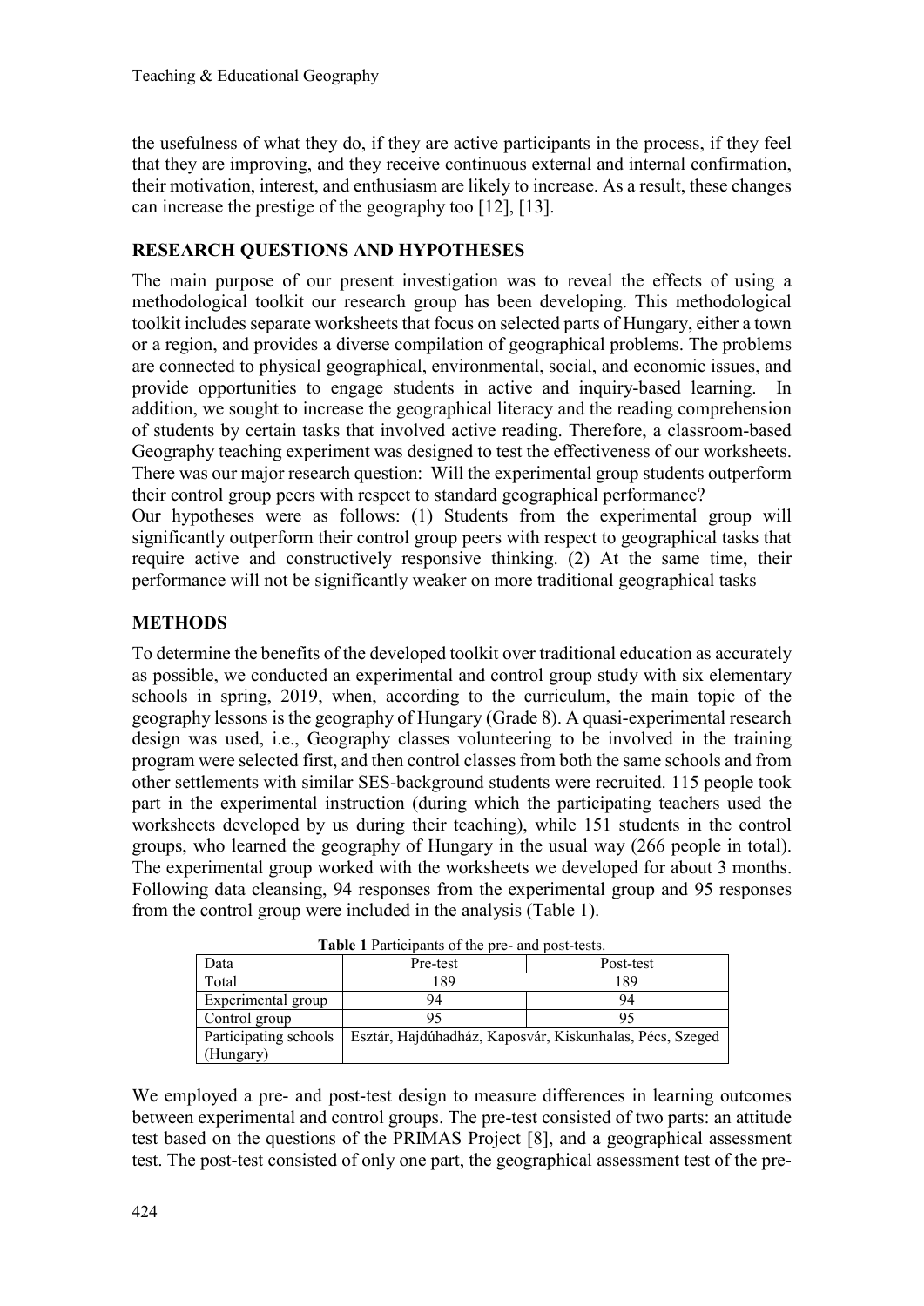the usefulness of what they do, if they are active participants in the process, if they feel that they are improving, and they receive continuous external and internal confirmation, their motivation, interest, and enthusiasm are likely to increase. As a result, these changes can increase the prestige of the geography too [12], [13].

## RESEARCH QUESTIONS AND HYPOTHESES

The main purpose of our present investigation was to reveal the effects of using a methodological toolkit our research group has been developing. This methodological toolkit includes separate worksheets that focus on selected parts of Hungary, either a town or a region, and provides a diverse compilation of geographical problems. The problems are connected to physical geographical, environmental, social, and economic issues, and provide opportunities to engage students in active and inquiry-based learning. In addition, we sought to increase the geographical literacy and the reading comprehension of students by certain tasks that involved active reading. Therefore, a classroom-based Geography teaching experiment was designed to test the effectiveness of our worksheets. There was our major research question: Will the experimental group students outperform their control group peers with respect to standard geographical performance?

Our hypotheses were as follows: (1) Students from the experimental group will significantly outperform their control group peers with respect to geographical tasks that require active and constructively responsive thinking. (2) At the same time, their performance will not be significantly weaker on more traditional geographical tasks

## METHODS

To determine the benefits of the developed toolkit over traditional education as accurately as possible, we conducted an experimental and control group study with six elementary schools in spring, 2019, when, according to the curriculum, the main topic of the geography lessons is the geography of Hungary (Grade 8). A quasi-experimental research design was used, i.e., Geography classes volunteering to be involved in the training program were selected first, and then control classes from both the same schools and from other settlements with similar SES-background students were recruited. 115 people took part in the experimental instruction (during which the participating teachers used the worksheets developed by us during their teaching), while 151 students in the control groups, who learned the geography of Hungary in the usual way (266 people in total). The experimental group worked with the worksheets we developed for about 3 months. Following data cleansing, 94 responses from the experimental group and 95 responses from the control group were included in the analysis (Table 1).

**Table 1** Participants of the pre- and post-tests.

| Data | Pre-test | Post-test |
|---|---|---|
| Total | 189 | 189 |
| Experimental group | 94 | 94 |
| Control group | 95 | 95 |
| Participating schools (Hungary) | Esztár, Hajdúhadház, Kaposvár, Kiskunhalas, Pécs, Szeged | |

We employed a pre- and post-test design to measure differences in learning outcomes between experimental and control groups. The pre-test consisted of two parts: an attitude test based on the questions of the PRIMAS Project [8], and a geographical assessment test. The post-test consisted of only one part, the geographical assessment test of the pre-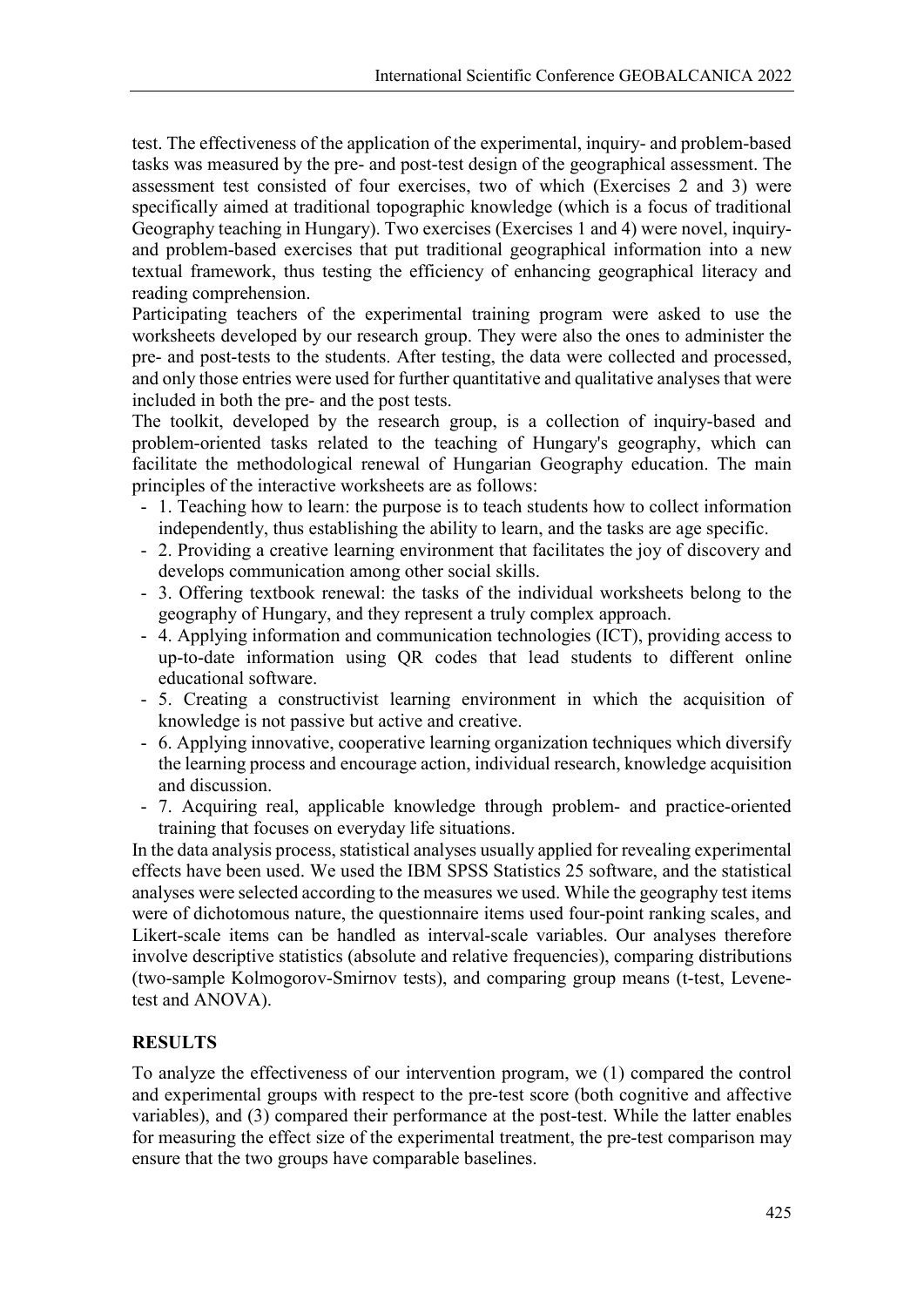test. The effectiveness of the application of the experimental, inquiry- and problem-based tasks was measured by the pre- and post-test design of the geographical assessment. The assessment test consisted of four exercises, two of which (Exercises 2 and 3) were specifically aimed at traditional topographic knowledge (which is a focus of traditional Geography teaching in Hungary). Two exercises (Exercises 1 and 4) were novel, inquiry- and problem-based exercises that put traditional geographical information into a new textual framework, thus testing the efficiency of enhancing geographical literacy and reading comprehension.

Participating teachers of the experimental training program were asked to use the worksheets developed by our research group. They were also the ones to administer the pre- and post-tests to the students. After testing, the data were collected and processed, and only those entries were used for further quantitative and qualitative analyses that were included in both the pre- and the post tests.

The toolkit, developed by the research group, is a collection of inquiry-based and problem-oriented tasks related to the teaching of Hungary's geography, which can facilitate the methodological renewal of Hungarian Geography education. The main principles of the interactive worksheets are as follows:

- 1. Teaching how to learn: the purpose is to teach students how to collect information independently, thus establishing the ability to learn, and the tasks are age specific.
- 2. Providing a creative learning environment that facilitates the joy of discovery and develops communication among other social skills.
- 3. Offering textbook renewal: the tasks of the individual worksheets belong to the geography of Hungary, and they represent a truly complex approach.
- 4. Applying information and communication technologies (ICT), providing access to up-to-date information using QR codes that lead students to different online educational software.
- 5. Creating a constructivist learning environment in which the acquisition of knowledge is not passive but active and creative.
- 6. Applying innovative, cooperative learning organization techniques which diversify the learning process and encourage action, individual research, knowledge acquisition and discussion.
- 7. Acquiring real, applicable knowledge through problem- and practice-oriented training that focuses on everyday life situations.

In the data analysis process, statistical analyses usually applied for revealing experimental effects have been used. We used the IBM SPSS Statistics 25 software, and the statistical analyses were selected according to the measures we used. While the geography test items were of dichotomous nature, the questionnaire items used four-point ranking scales, and Likert-scale items can be handled as interval-scale variables. Our analyses therefore involve descriptive statistics (absolute and relative frequencies), comparing distributions (two-sample Kolmogorov-Smirnov tests), and comparing group means (t-test, Levene-test and ANOVA).

## RESULTS

To analyze the effectiveness of our intervention program, we (1) compared the control and experimental groups with respect to the pre-test score (both cognitive and affective variables), and (3) compared their performance at the post-test. While the latter enables for measuring the effect size of the experimental treatment, the pre-test comparison may ensure that the two groups have comparable baselines.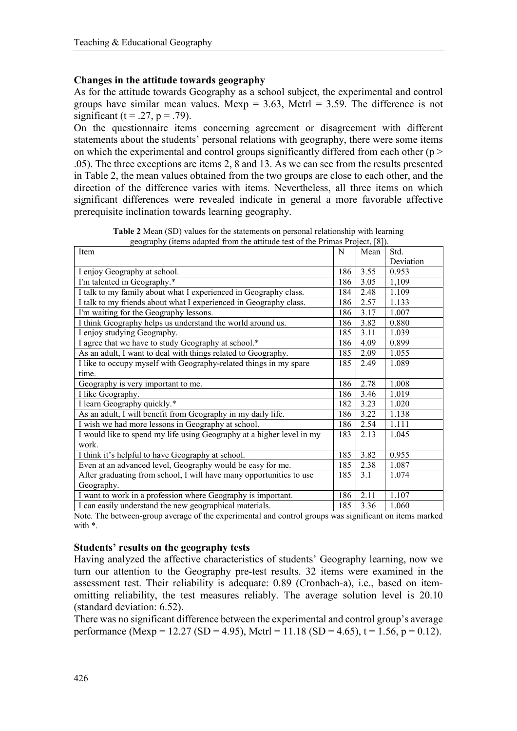### Changes in the attitude towards geography

As for the attitude towards Geography as a school subject, the experimental and control groups have similar mean values. Mexp = 3.63, Mctrl = 3.59. The difference is not significant ($t = .27$, $p = .79$).

On the questionnaire items concerning agreement or disagreement with different statements about the students' personal relations with geography, there were some items on which the experimental and control groups significantly differed from each other ($p > .05$). The three exceptions are items 2, 8 and 13. As we can see from the results presented in Table 2, the mean values obtained from the two groups are close to each other, and the direction of the difference varies with items. Nevertheless, all three items on which significant differences were revealed indicate in general a more favorable affective prerequisite inclination towards learning geography.

**Table 2** Mean (SD) values for the statements on personal relationship with learning geography (items adapted from the attitude test of the Primas Project, [8]).

| Item | N | Mean | Std. Deviation |
|---|---|---|---|
| I enjoy Geography at school. | 186 | 3.55 | 0.953 |
| I'm talented in Geography.* | 186 | 3.05 | 1,109 |
| I talk to my family about what I experienced in Geography class. | 184 | 2.48 | 1.109 |
| I talk to my friends about what I experienced in Geography class. | 186 | 2.57 | 1.133 |
| I'm waiting for the Geography lessons. | 186 | 3.17 | 1.007 |
| I think Geography helps us understand the world around us. | 186 | 3.82 | 0.880 |
| I enjoy studying Geography. | 185 | 3.11 | 1.039 |
| I agree that we have to study Geography at school.* | 186 | 4.09 | 0.899 |
| As an adult, I want to deal with things related to Geography. | 185 | 2.09 | 1.055 |
| I like to occupy myself with Geography-related things in my spare time. | 185 | 2.49 | 1.089 |
| Geography is very important to me. | 186 | 2.78 | 1.008 |
| I like Geography. | 186 | 3.46 | 1.019 |
| I learn Geography quickly.* | 182 | 3.23 | 1.020 |
| As an adult, I will benefit from Geography in my daily life. | 186 | 3.22 | 1.138 |
| I wish we had more lessons in Geography at school. | 186 | 2.54 | 1.111 |
| I would like to spend my life using Geography at a higher level in my work. | 183 | 2.13 | 1.045 |
| I think it's helpful to have Geography at school. | 185 | 3.82 | 0.955 |
| Even at an advanced level, Geography would be easy for me. | 185 | 2.38 | 1.087 |
| After graduating from school, I will have many opportunities to use Geography. | 185 | 3.1 | 1.074 |
| I want to work in a profession where Geography is important. | 186 | 2.11 | 1.107 |
| I can easily understand the new geographical materials. | 185 | 3.36 | 1.060 |

Note. The between-group average of the experimental and control groups was significant on items marked with *.

### Students' results on the geography tests

Having analyzed the affective characteristics of students' Geography learning, now we turn our attention to the Geography pre-test results. 32 items were examined in the assessment test. Their reliability is adequate: 0.89 (Cronbach-a), i.e., based on item-omitting reliability, the test measures reliably. The average solution level is 20.10 (standard deviation: 6.52).

There was no significant difference between the experimental and control group's average performance (Mexp = 12.27 (SD = 4.95), Mctrl = 11.18 (SD = 4.65), $t = 1.56$, $p = 0.12$).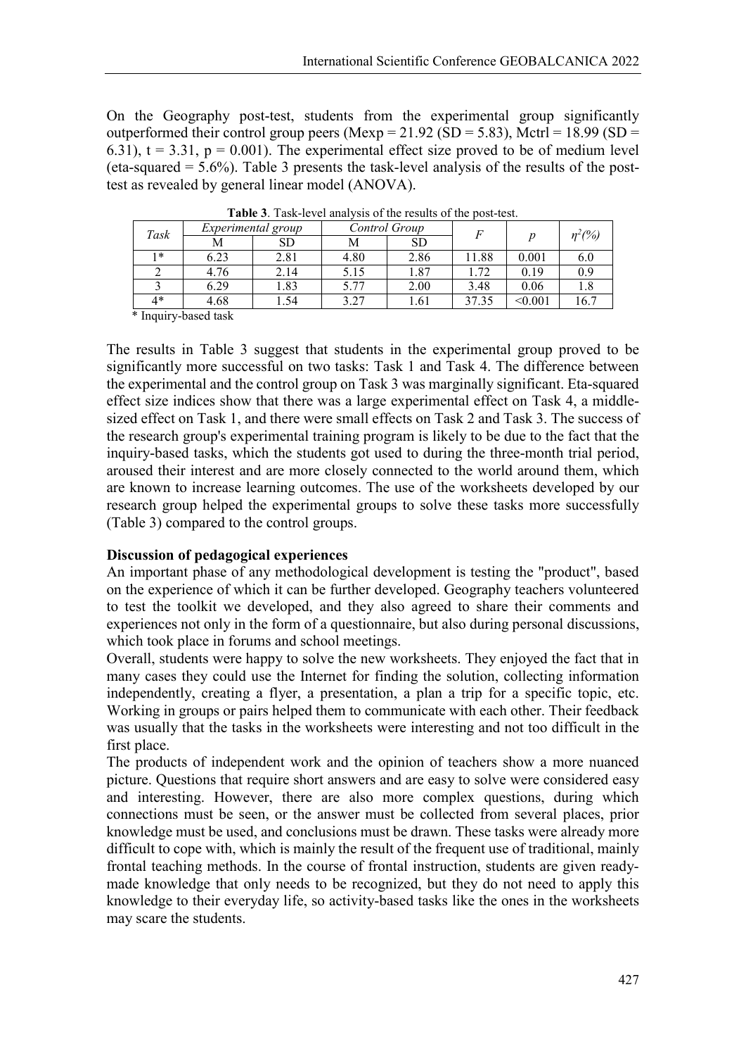On the Geography post-test, students from the experimental group significantly outperformed their control group peers ($M_{exp} = 21.92$ (SD = 5.83), $M_{ctrl} = 18.99$ (SD = 6.31), $t = 3.31$, $p = 0.001$). The experimental effect size proved to be of medium level (eta-squared = 5.6%). Table 3 presents the task-level analysis of the results of the post-test as revealed by general linear model (ANOVA).

**Table 3**. Task-level analysis of the results of the post-test.

| *Task* | *Experimental group* | | *Control Group* | | *F* | *p* | $\eta^2$*(%)* |
|---|---|---|---|---|---|---|---|
| | M | SD | M | SD | | | |
| 1* | 6.23 | 2.81 | 4.80 | 2.86 | 11.88 | 0.001 | 6.0 |
| 2 | 4.76 | 2.14 | 5.15 | 1.87 | 1.72 | 0.19 | 0.9 |
| 3 | 6.29 | 1.83 | 5.77 | 2.00 | 3.48 | 0.06 | 1.8 |
| 4* | 4.68 | 1.54 | 3.27 | 1.61 | 37.35 | <0.001 | 16.7 |

\* Inquiry-based task

The results in Table 3 suggest that students in the experimental group proved to be significantly more successful on two tasks: Task 1 and Task 4. The difference between the experimental and the control group on Task 3 was marginally significant. Eta-squared effect size indices show that there was a large experimental effect on Task 4, a middle-sized effect on Task 1, and there were small effects on Task 2 and Task 3. The success of the research group's experimental training program is likely to be due to the fact that the inquiry-based tasks, which the students got used to during the three-month trial period, aroused their interest and are more closely connected to the world around them, which are known to increase learning outcomes. The use of the worksheets developed by our research group helped the experimental groups to solve these tasks more successfully (Table 3) compared to the control groups.

**Discussion of pedagogical experiences**

An important phase of any methodological development is testing the "product", based on the experience of which it can be further developed. Geography teachers volunteered to test the toolkit we developed, and they also agreed to share their comments and experiences not only in the form of a questionnaire, but also during personal discussions, which took place in forums and school meetings.

Overall, students were happy to solve the new worksheets. They enjoyed the fact that in many cases they could use the Internet for finding the solution, collecting information independently, creating a flyer, a presentation, a plan a trip for a specific topic, etc. Working in groups or pairs helped them to communicate with each other. Their feedback was usually that the tasks in the worksheets were interesting and not too difficult in the first place.

The products of independent work and the opinion of teachers show a more nuanced picture. Questions that require short answers and are easy to solve were considered easy and interesting. However, there are also more complex questions, during which connections must be seen, or the answer must be collected from several places, prior knowledge must be used, and conclusions must be drawn. These tasks were already more difficult to cope with, which is mainly the result of the frequent use of traditional, mainly frontal teaching methods. In the course of frontal instruction, students are given ready-made knowledge that only needs to be recognized, but they do not need to apply this knowledge to their everyday life, so activity-based tasks like the ones in the worksheets may scare the students.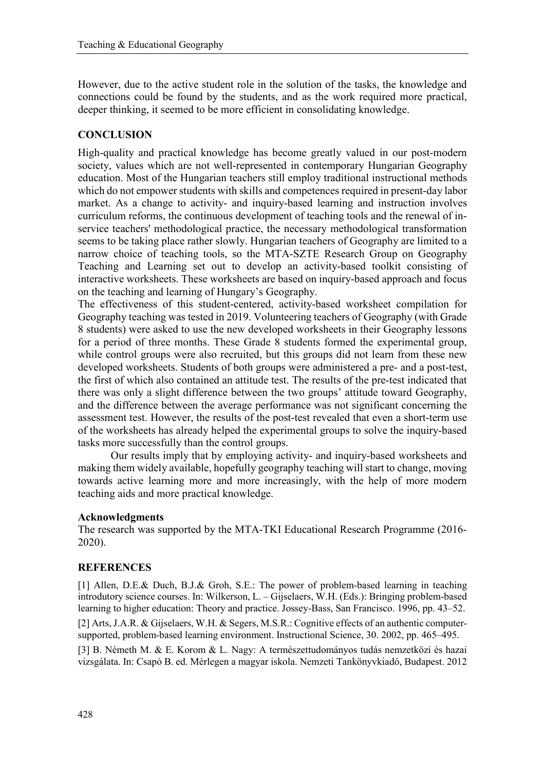However, due to the active student role in the solution of the tasks, the knowledge and connections could be found by the students, and as the work required more practical, deeper thinking, it seemed to be more efficient in consolidating knowledge.

## CONCLUSION

High-quality and practical knowledge has become greatly valued in our post-modern society, values which are not well-represented in contemporary Hungarian Geography education. Most of the Hungarian teachers still employ traditional instructional methods which do not empower students with skills and competences required in present-day labor market. As a change to activity- and inquiry-based learning and instruction involves curriculum reforms, the continuous development of teaching tools and the renewal of in-service teachers' methodological practice, the necessary methodological transformation seems to be taking place rather slowly. Hungarian teachers of Geography are limited to a narrow choice of teaching tools, so the MTA-SZTE Research Group on Geography Teaching and Learning set out to develop an activity-based toolkit consisting of interactive worksheets. These worksheets are based on inquiry-based approach and focus on the teaching and learning of Hungary's Geography.

The effectiveness of this student-centered, activity-based worksheet compilation for Geography teaching was tested in 2019. Volunteering teachers of Geography (with Grade 8 students) were asked to use the new developed worksheets in their Geography lessons for a period of three months. These Grade 8 students formed the experimental group, while control groups were also recruited, but this groups did not learn from these new developed worksheets. Students of both groups were administered a pre- and a post-test, the first of which also contained an attitude test. The results of the pre-test indicated that there was only a slight difference between the two groups' attitude toward Geography, and the difference between the average performance was not significant concerning the assessment test. However, the results of the post-test revealed that even a short-term use of the worksheets has already helped the experimental groups to solve the inquiry-based tasks more successfully than the control groups.

Our results imply that by employing activity- and inquiry-based worksheets and making them widely available, hopefully geography teaching will start to change, moving towards active learning more and more increasingly, with the help of more modern teaching aids and more practical knowledge.

### Acknowledgments

The research was supported by the MTA-TKI Educational Research Programme (2016-2020).

## REFERENCES

[1] Allen, D.E.& Duch, B.J.& Groh, S.E.: The power of problem-based learning in teaching introductory science courses. In: Wilkerson, L. – Gijselaers, W.H. (Eds.): Bringing problem-based learning to higher education: Theory and practice. Jossey-Bass, San Francisco. 1996, pp. 43–52.

[2] Arts, J.A.R. & Gijselaers, W.H. & Segers, M.S.R.: Cognitive effects of an authentic computer-supported, problem-based learning environment. Instructional Science, 30. 2002, pp. 465–495.

[3] B. Németh M. & E. Korom & L. Nagy: A természettudományos tudás nemzetközi és hazai vizsgálata. In: Csapó B. ed. Mérlegen a magyar iskola. Nemzeti Tankönyvkiadó, Budapest. 2012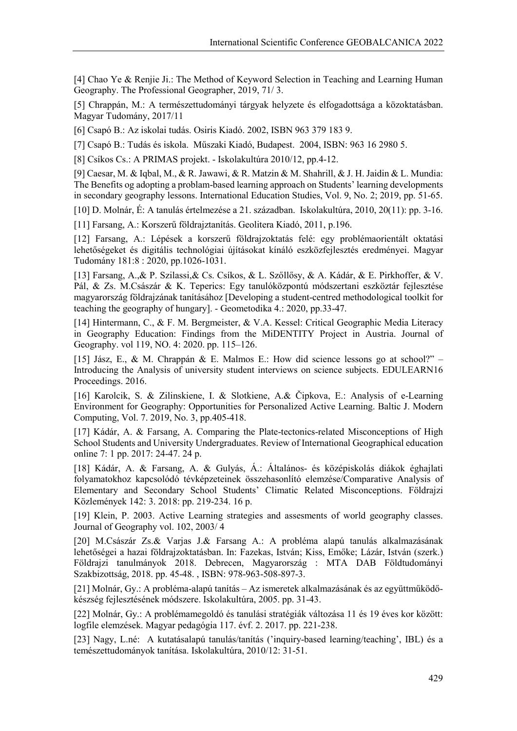[4] Chao Ye & Renjie Ji.: The Method of Keyword Selection in Teaching and Learning Human Geography. The Professional Geographer, 2019, 71/ 3.

[5] Chrappán, M.: A természettudományi tárgyak helyzete és elfogadottsága a közoktatásban. Magyar Tudomány, 2017/11

[6] Csapó B.: Az iskolai tudás. Osiris Kiadó. 2002, ISBN 963 379 183 9.

[7] Csapó B.: Tudás és iskola. Műszaki Kiadó, Budapest. 2004, ISBN: 963 16 2980 5.

[8] Csíkos Cs.: A PRIMAS projekt. - Iskolakultúra 2010/12, pp.4-12.

[9] Caesar, M. & Iqbal, M., & R. Jawawi, & R. Matzin & M. Shahrill, & J. H. Jaidin & L. Mundia: The Benefits og adopting a problam-based learning approach on Students' learning developments in secondary geography lessons. International Education Studies, Vol. 9, No. 2; 2019, pp. 51-65.

[10] D. Molnár, É: A tanulás értelmezése a 21. században. Iskolakultúra, 2010, 20(11): pp. 3-16.

[11] Farsang, A.: Korszerű földrajztanítás. Geolitera Kiadó, 2011, p.196.

[12] Farsang, A.: Lépések a korszerű földrajzoktatás felé: egy problémaorientált oktatási lehetőségeket és digitális technológiai újításokat kínáló eszközfejlesztés eredményei. Magyar Tudomány 181:8 : 2020, pp.1026-1031.

[13] Farsang, A.,& P. Szilassi,& Cs. Csíkos, & L. Szőllősy, & A. Kádár, & E. Pirkhoffer, & V. Pál, & Zs. M.Császár & K. Teperics: Egy tanulóközpontú módszertani eszköztár fejlesztése magyarország földrajzának tanításához [Developing a student-centred methodological toolkit for teaching the geography of hungary]. - Geometodika 4.: 2020, pp.33-47.

[14] Hintermann, C., & F. M. Bergmeister, & V.A. Kessel: Critical Geographic Media Literacy in Geography Education: Findings from the MiDENTITY Project in Austria. Journal of Geography. vol 119, NO. 4: 2020. pp. 115–126.

[15] Jász, E., & M. Chrappán & E. Malmos E.: How did science lessons go at school?" – Introducing the Analysis of university student interviews on science subjects. EDULEARN16 Proceedings. 2016.

[16] Karolcik, S. & Zilinskiene, I. & Slotkiene, A.& Čipkova, E.: Analysis of e-Learning Environment for Geography: Opportunities for Personalized Active Learning. Baltic J. Modern Computing, Vol. 7. 2019, No. 3, pp.405-418.

[17] Kádár, A. & Farsang, A. Comparing the Plate-tectonics-related Misconceptions of High School Students and University Undergraduates. Review of International Geographical education online 7: 1 pp. 2017: 24-47. 24 p.

[18] Kádár, A. & Farsang, A. & Gulyás, Á.: Általános- és középiskolás diákok éghajlati folyamatokhoz kapcsolódó tévképzeteinek összehasonlító elemzése/Comparative Analysis of Elementary and Secondary School Students' Climatic Related Misconceptions. Földrajzi Közlemények 142: 3. 2018: pp. 219-234. 16 p.

[19] Klein, P. 2003. Active Learning strategies and assesments of world geography classes. Journal of Geography vol. 102, 2003/ 4

[20] M.Császár Zs.& Varjas J.& Farsang A.: A probléma alapú tanulás alkalmazásának lehetőségei a hazai földrajzoktatásban. In: Fazekas, István; Kiss, Emőke; Lázár, István (szerk.) Földrajzi tanulmányok 2018. Debrecen, Magyarország : MTA DAB Földtudományi Szakbizottság, 2018. pp. 45-48. , ISBN: 978-963-508-897-3.

[21] Molnár, Gy.: A probléma-alapú tanítás – Az ismeretek alkalmazásának és az együttműködő-készség fejlesztésének módszere. Iskolakultúra, 2005. pp. 31-43.

[22] Molnár, Gy.: A problémamegoldó és tanulási stratégiák változása 11 és 19 éves kor között: logfile elemzések. Magyar pedagógia 117. évf. 2. 2017. pp. 221-238.

[23] Nagy, L.né: A kutatásalapú tanulás/tanítás ('inquiry-based learning/teaching', IBL) és a temészettudományok tanítása. Iskolakultúra, 2010/12: 31-51.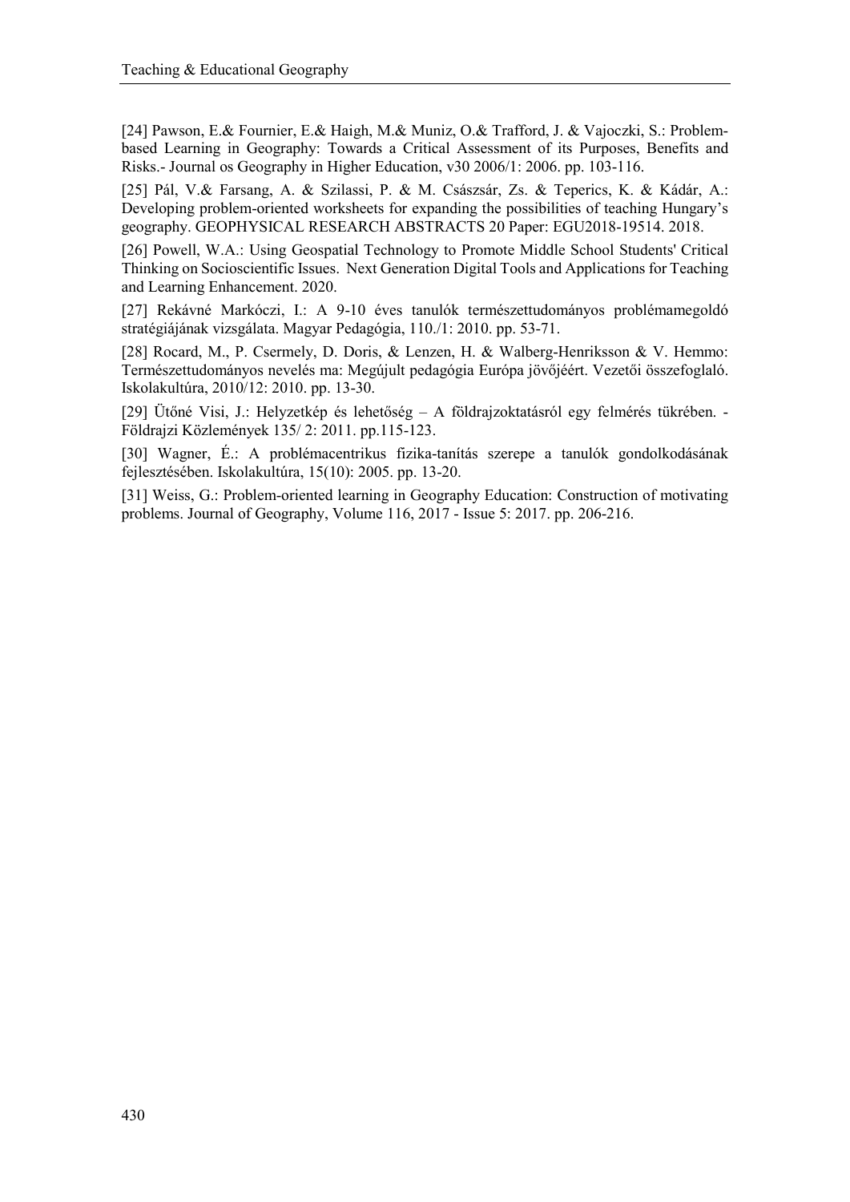[24] Pawson, E.& Fournier, E.& Haigh, M.& Muniz, O.& Trafford, J. & Vajoczki, S.: Problem-based Learning in Geography: Towards a Critical Assessment of its Purposes, Benefits and Risks.- Journal os Geography in Higher Education, v30 2006/1: 2006. pp. 103-116.

[25] Pál, V.& Farsang, A. & Szilassi, P. & M. Császsár, Zs. & Teperics, K. & Kádár, A.: Developing problem-oriented worksheets for expanding the possibilities of teaching Hungary's geography. GEOPHYSICAL RESEARCH ABSTRACTS 20 Paper: EGU2018-19514. 2018.

[26] Powell, W.A.: Using Geospatial Technology to Promote Middle School Students' Critical Thinking on Socioscientific Issues. Next Generation Digital Tools and Applications for Teaching and Learning Enhancement. 2020.

[27] Rekávné Markóczi, I.: A 9-10 éves tanulók természettudományos problémamegoldó stratégiájának vizsgálata. Magyar Pedagógia, 110./1: 2010. pp. 53-71.

[28] Rocard, M., P. Csermely, D. Doris, & Lenzen, H. & Walberg-Henriksson & V. Hemmo: Természettudományos nevelés ma: Megújult pedagógia Európa jövőjéért. Vezetői összefoglaló. Iskolakultúra, 2010/12: 2010. pp. 13-30.

[29] Ütőné Visi, J.: Helyzetkép és lehetőség – A földrajzoktatásról egy felmérés tükrében. - Földrajzi Közlemények 135/ 2: 2011. pp.115-123.

[30] Wagner, É.: A problémacentrikus fizika-tanítás szerepe a tanulók gondolkodásának fejlesztésében. Iskolakultúra, 15(10): 2005. pp. 13-20.

[31] Weiss, G.: Problem-oriented learning in Geography Education: Construction of motivating problems. Journal of Geography, Volume 116, 2017 - Issue 5: 2017. pp. 206-216.